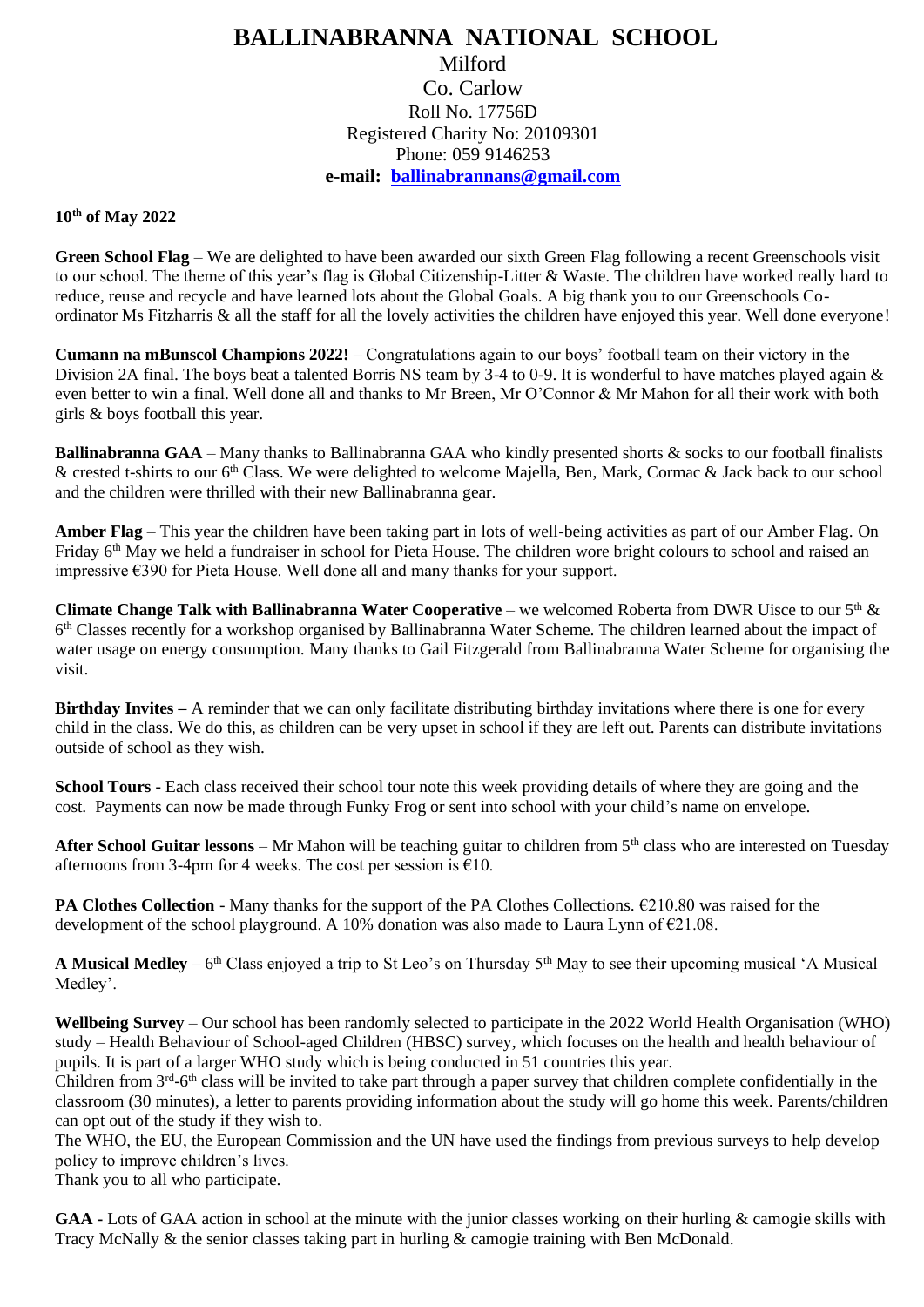# BALLINABRANNA NATIONAL SCHOOL

Milford
Co. Carlow
Roll No. 17756D
Registered Charity No: 20109301
Phone: 059 9146253
**e-mail: ballinabrannans@gmail.com**

**10th of May 2022**

**Green School Flag** – We are delighted to have been awarded our sixth Green Flag following a recent Greenschools visit to our school. The theme of this year's flag is Global Citizenship-Litter & Waste. The children have worked really hard to reduce, reuse and recycle and have learned lots about the Global Goals. A big thank you to our Greenschools Co-ordinator Ms Fitzharris & all the staff for all the lovely activities the children have enjoyed this year. Well done everyone!

**Cumann na mBunscol Champions 2022!** – Congratulations again to our boys' football team on their victory in the Division 2A final. The boys beat a talented Borris NS team by 3-4 to 0-9. It is wonderful to have matches played again & even better to win a final. Well done all and thanks to Mr Breen, Mr O'Connor & Mr Mahon for all their work with both girls & boys football this year.

**Ballinabranna GAA** – Many thanks to Ballinabranna GAA who kindly presented shorts & socks to our football finalists & crested t-shirts to our 6th Class. We were delighted to welcome Majella, Ben, Mark, Cormac & Jack back to our school and the children were thrilled with their new Ballinabranna gear.

**Amber Flag** – This year the children have been taking part in lots of well-being activities as part of our Amber Flag. On Friday 6th May we held a fundraiser in school for Pieta House. The children wore bright colours to school and raised an impressive €390 for Pieta House. Well done all and many thanks for your support.

**Climate Change Talk with Ballinabranna Water Cooperative** – we welcomed Roberta from DWR Uisce to our 5th & 6th Classes recently for a workshop organised by Ballinabranna Water Scheme. The children learned about the impact of water usage on energy consumption. Many thanks to Gail Fitzgerald from Ballinabranna Water Scheme for organising the visit.

**Birthday Invites** – A reminder that we can only facilitate distributing birthday invitations where there is one for every child in the class. We do this, as children can be very upset in school if they are left out. Parents can distribute invitations outside of school as they wish.

**School Tours** - Each class received their school tour note this week providing details of where they are going and the cost. Payments can now be made through Funky Frog or sent into school with your child's name on envelope.

**After School Guitar lessons** – Mr Mahon will be teaching guitar to children from 5th class who are interested on Tuesday afternoons from 3-4pm for 4 weeks. The cost per session is €10.

**PA Clothes Collection** - Many thanks for the support of the PA Clothes Collections. €210.80 was raised for the development of the school playground. A 10% donation was also made to Laura Lynn of €21.08.

**A Musical Medley** – 6th Class enjoyed a trip to St Leo's on Thursday 5th May to see their upcoming musical 'A Musical Medley'.

**Wellbeing Survey** – Our school has been randomly selected to participate in the 2022 World Health Organisation (WHO) study – Health Behaviour of School-aged Children (HBSC) survey, which focuses on the health and health behaviour of pupils. It is part of a larger WHO study which is being conducted in 51 countries this year.
Children from 3rd-6th class will be invited to take part through a paper survey that children complete confidentially in the classroom (30 minutes), a letter to parents providing information about the study will go home this week. Parents/children can opt out of the study if they wish to.
The WHO, the EU, the European Commission and the UN have used the findings from previous surveys to help develop policy to improve children's lives.
Thank you to all who participate.

**GAA** - Lots of GAA action in school at the minute with the junior classes working on their hurling & camogie skills with Tracy McNally & the senior classes taking part in hurling & camogie training with Ben McDonald.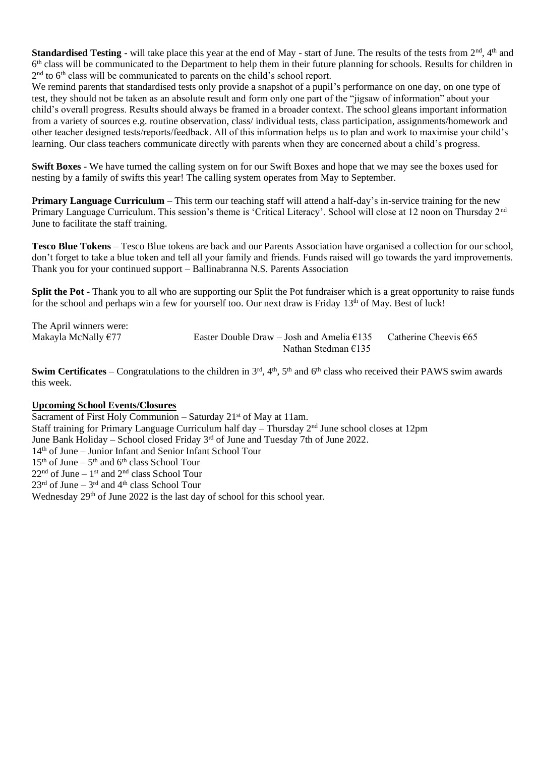**Standardised Testing -** will take place this year at the end of May - start of June. The results of the tests from 2nd, 4th and 6th class will be communicated to the Department to help them in their future planning for schools. Results for children in 2nd to 6th class will be communicated to parents on the child's school report.

We remind parents that standardised tests only provide a snapshot of a pupil's performance on one day, on one type of test, they should not be taken as an absolute result and form only one part of the "jigsaw of information" about your child's overall progress. Results should always be framed in a broader context. The school gleans important information from a variety of sources e.g. routine observation, class/ individual tests, class participation, assignments/homework and other teacher designed tests/reports/feedback. All of this information helps us to plan and work to maximise your child's learning. Our class teachers communicate directly with parents when they are concerned about a child's progress.

**Swift Boxes** - We have turned the calling system on for our Swift Boxes and hope that we may see the boxes used for nesting by a family of swifts this year! The calling system operates from May to September.

**Primary Language Curriculum** – This term our teaching staff will attend a half-day's in-service training for the new Primary Language Curriculum. This session's theme is 'Critical Literacy'. School will close at 12 noon on Thursday 2nd June to facilitate the staff training.

**Tesco Blue Tokens** – Tesco Blue tokens are back and our Parents Association have organised a collection for our school, don't forget to take a blue token and tell all your family and friends. Funds raised will go towards the yard improvements. Thank you for your continued support – Ballinabranna N.S. Parents Association

**Split the Pot** - Thank you to all who are supporting our Split the Pot fundraiser which is a great opportunity to raise funds for the school and perhaps win a few for yourself too. Our next draw is Friday 13th of May. Best of luck!

The April winners were:

Makayla McNally €77

Easter Double Draw – Josh and Amelia €135
Nathan Stedman €135

Catherine Cheevis €65

**Swim Certificates** – Congratulations to the children in 3rd, 4th, 5th and 6th class who received their PAWS swim awards this week.

**Upcoming School Events/Closures**

Sacrament of First Holy Communion – Saturday 21st of May at 11am.
Staff training for Primary Language Curriculum half day – Thursday 2nd June school closes at 12pm
June Bank Holiday – School closed Friday 3rd of June and Tuesday 7th of June 2022.
14th of June – Junior Infant and Senior Infant School Tour
15th of June – 5th and 6th class School Tour
22nd of June – 1st and 2nd class School Tour
23rd of June – 3rd and 4th class School Tour
Wednesday 29th of June 2022 is the last day of school for this school year.